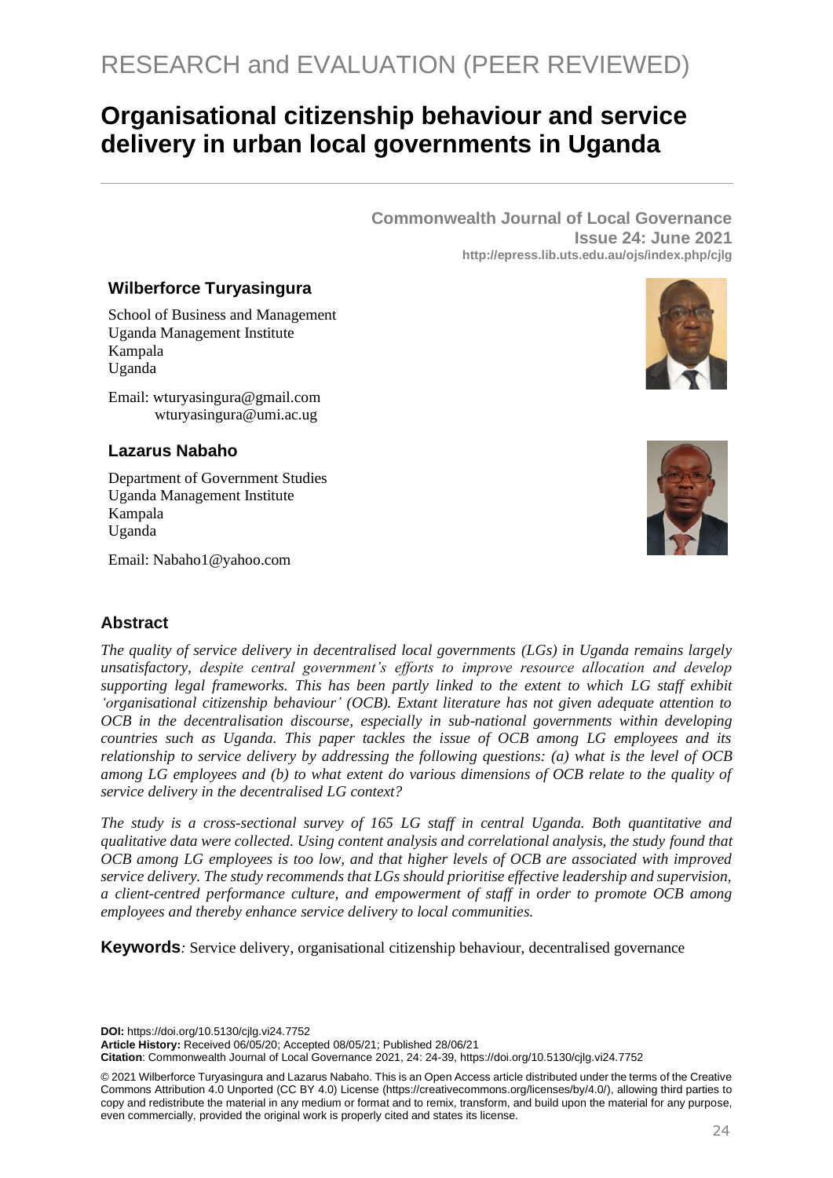RESEARCH and EVALUATION (PEER REVIEWED)

# Organisational citizenship behaviour and service delivery in urban local governments in Uganda

**Commonwealth Journal of Local Governance**
**Issue 24: June 2021**
**http://epress.lib.uts.edu.au/ojs/index.php/cjlg**

### Wilberforce Turyasingura

School of Business and Management
Uganda Management Institute
Kampala
Uganda

Email: wturyasingura@gmail.com
wturyasingura@umi.ac.ug

### Lazarus Nabaho

Department of Government Studies
Uganda Management Institute
Kampala
Uganda

Email: Nabaho1@yahoo.com

## Abstract

*The quality of service delivery in decentralised local governments (LGs) in Uganda remains largely unsatisfactory, despite central government's efforts to improve resource allocation and develop supporting legal frameworks. This has been partly linked to the extent to which LG staff exhibit 'organisational citizenship behaviour' (OCB). Extant literature has not given adequate attention to OCB in the decentralisation discourse, especially in sub-national governments within developing countries such as Uganda. This paper tackles the issue of OCB among LG employees and its relationship to service delivery by addressing the following questions: (a) what is the level of OCB among LG employees and (b) to what extent do various dimensions of OCB relate to the quality of service delivery in the decentralised LG context?*

*The study is a cross-sectional survey of 165 LG staff in central Uganda. Both quantitative and qualitative data were collected. Using content analysis and correlational analysis, the study found that OCB among LG employees is too low, and that higher levels of OCB are associated with improved service delivery. The study recommends that LGs should prioritise effective leadership and supervision, a client-centred performance culture, and empowerment of staff in order to promote OCB among employees and thereby enhance service delivery to local communities.*

**Keywords***:* Service delivery, organisational citizenship behaviour, decentralised governance

**DOI:** https://doi.org/10.5130/cjlg.vi24.7752
**Article History:** Received 06/05/20; Accepted 08/05/21; Published 28/06/21
**Citation**: Commonwealth Journal of Local Governance 2021, 24: 24-39, https://doi.org/10.5130/cjlg.vi24.7752

© 2021 Wilberforce Turyasingura and Lazarus Nabaho. This is an Open Access article distributed under the terms of the Creative Commons Attribution 4.0 Unported (CC BY 4.0) License (https://creativecommons.org/licenses/by/4.0/), allowing third parties to copy and redistribute the material in any medium or format and to remix, transform, and build upon the material for any purpose, even commercially, provided the original work is properly cited and states its license.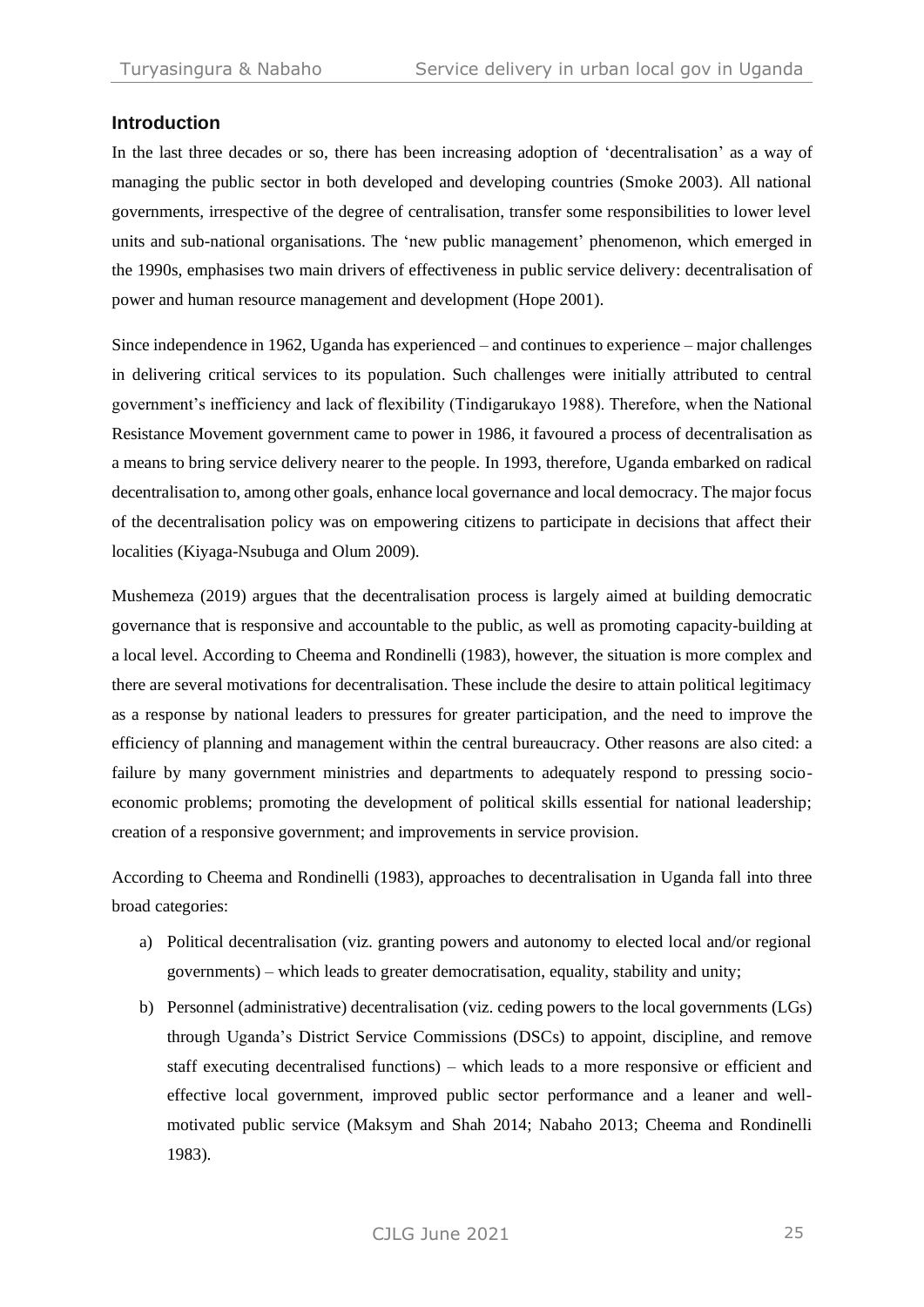## Introduction

In the last three decades or so, there has been increasing adoption of 'decentralisation' as a way of managing the public sector in both developed and developing countries (Smoke 2003). All national governments, irrespective of the degree of centralisation, transfer some responsibilities to lower level units and sub-national organisations. The 'new public management' phenomenon, which emerged in the 1990s, emphasises two main drivers of effectiveness in public service delivery: decentralisation of power and human resource management and development (Hope 2001).

Since independence in 1962, Uganda has experienced – and continues to experience – major challenges in delivering critical services to its population. Such challenges were initially attributed to central government's inefficiency and lack of flexibility (Tindigarukayo 1988). Therefore, when the National Resistance Movement government came to power in 1986, it favoured a process of decentralisation as a means to bring service delivery nearer to the people. In 1993, therefore, Uganda embarked on radical decentralisation to, among other goals, enhance local governance and local democracy. The major focus of the decentralisation policy was on empowering citizens to participate in decisions that affect their localities (Kiyaga-Nsubuga and Olum 2009).

Mushemeza (2019) argues that the decentralisation process is largely aimed at building democratic governance that is responsive and accountable to the public, as well as promoting capacity-building at a local level. According to Cheema and Rondinelli (1983), however, the situation is more complex and there are several motivations for decentralisation. These include the desire to attain political legitimacy as a response by national leaders to pressures for greater participation, and the need to improve the efficiency of planning and management within the central bureaucracy. Other reasons are also cited: a failure by many government ministries and departments to adequately respond to pressing socio-economic problems; promoting the development of political skills essential for national leadership; creation of a responsive government; and improvements in service provision.

According to Cheema and Rondinelli (1983), approaches to decentralisation in Uganda fall into three broad categories:

a) Political decentralisation (viz. granting powers and autonomy to elected local and/or regional governments) – which leads to greater democratisation, equality, stability and unity;

b) Personnel (administrative) decentralisation (viz. ceding powers to the local governments (LGs) through Uganda's District Service Commissions (DSCs) to appoint, discipline, and remove staff executing decentralised functions) – which leads to a more responsive or efficient and effective local government, improved public sector performance and a leaner and well-motivated public service (Maksym and Shah 2014; Nabaho 2013; Cheema and Rondinelli 1983).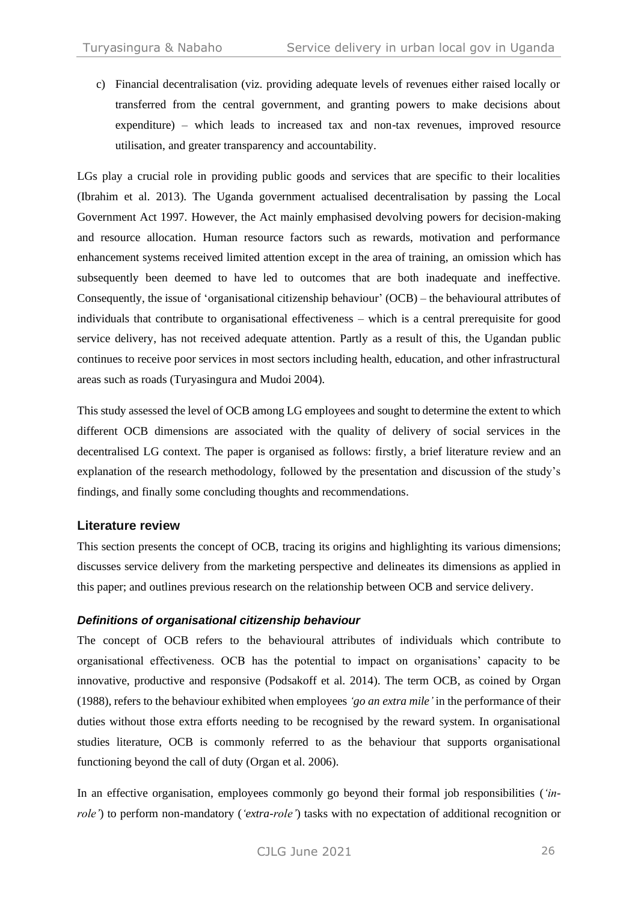c) Financial decentralisation (viz. providing adequate levels of revenues either raised locally or transferred from the central government, and granting powers to make decisions about expenditure) – which leads to increased tax and non-tax revenues, improved resource utilisation, and greater transparency and accountability.

LGs play a crucial role in providing public goods and services that are specific to their localities (Ibrahim et al. 2013). The Uganda government actualised decentralisation by passing the Local Government Act 1997. However, the Act mainly emphasised devolving powers for decision-making and resource allocation. Human resource factors such as rewards, motivation and performance enhancement systems received limited attention except in the area of training, an omission which has subsequently been deemed to have led to outcomes that are both inadequate and ineffective. Consequently, the issue of 'organisational citizenship behaviour' (OCB) – the behavioural attributes of individuals that contribute to organisational effectiveness – which is a central prerequisite for good service delivery, has not received adequate attention. Partly as a result of this, the Ugandan public continues to receive poor services in most sectors including health, education, and other infrastructural areas such as roads (Turyasingura and Mudoi 2004).

This study assessed the level of OCB among LG employees and sought to determine the extent to which different OCB dimensions are associated with the quality of delivery of social services in the decentralised LG context. The paper is organised as follows: firstly, a brief literature review and an explanation of the research methodology, followed by the presentation and discussion of the study's findings, and finally some concluding thoughts and recommendations.

## Literature review

This section presents the concept of OCB, tracing its origins and highlighting its various dimensions; discusses service delivery from the marketing perspective and delineates its dimensions as applied in this paper; and outlines previous research on the relationship between OCB and service delivery.

### *Definitions of organisational citizenship behaviour*

The concept of OCB refers to the behavioural attributes of individuals which contribute to organisational effectiveness. OCB has the potential to impact on organisations' capacity to be innovative, productive and responsive (Podsakoff et al. 2014). The term OCB, as coined by Organ (1988), refers to the behaviour exhibited when employees *'go an extra mile'* in the performance of their duties without those extra efforts needing to be recognised by the reward system. In organisational studies literature, OCB is commonly referred to as the behaviour that supports organisational functioning beyond the call of duty (Organ et al. 2006).

In an effective organisation, employees commonly go beyond their formal job responsibilities (*'in-role'*) to perform non-mandatory (*'extra-role'*) tasks with no expectation of additional recognition or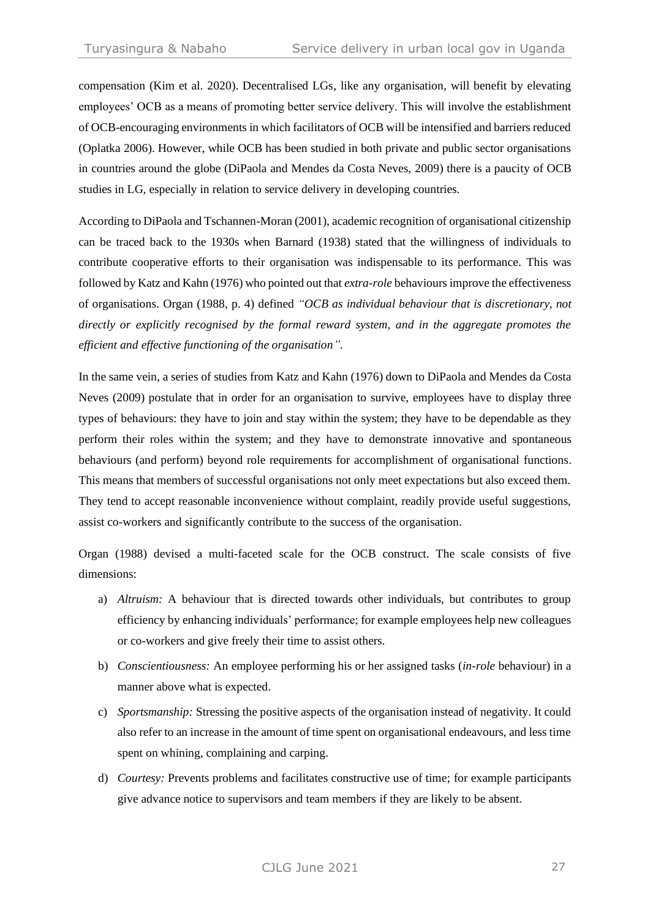compensation (Kim et al. 2020). Decentralised LGs, like any organisation, will benefit by elevating employees' OCB as a means of promoting better service delivery. This will involve the establishment of OCB-encouraging environments in which facilitators of OCB will be intensified and barriers reduced (Oplatka 2006). However, while OCB has been studied in both private and public sector organisations in countries around the globe (DiPaola and Mendes da Costa Neves, 2009) there is a paucity of OCB studies in LG, especially in relation to service delivery in developing countries.

According to DiPaola and Tschannen-Moran (2001), academic recognition of organisational citizenship can be traced back to the 1930s when Barnard (1938) stated that the willingness of individuals to contribute cooperative efforts to their organisation was indispensable to its performance. This was followed by Katz and Kahn (1976) who pointed out that *extra-role* behaviours improve the effectiveness of organisations. Organ (1988, p. 4) defined *"OCB as individual behaviour that is discretionary, not directly or explicitly recognised by the formal reward system, and in the aggregate promotes the efficient and effective functioning of the organisation".*

In the same vein, a series of studies from Katz and Kahn (1976) down to DiPaola and Mendes da Costa Neves (2009) postulate that in order for an organisation to survive, employees have to display three types of behaviours: they have to join and stay within the system; they have to be dependable as they perform their roles within the system; and they have to demonstrate innovative and spontaneous behaviours (and perform) beyond role requirements for accomplishment of organisational functions. This means that members of successful organisations not only meet expectations but also exceed them. They tend to accept reasonable inconvenience without complaint, readily provide useful suggestions, assist co-workers and significantly contribute to the success of the organisation.

Organ (1988) devised a multi-faceted scale for the OCB construct. The scale consists of five dimensions:

a) *Altruism:* A behaviour that is directed towards other individuals, but contributes to group efficiency by enhancing individuals' performance; for example employees help new colleagues or co-workers and give freely their time to assist others.

b) *Conscientiousness:* An employee performing his or her assigned tasks (*in-role* behaviour) in a manner above what is expected.

c) *Sportsmanship:* Stressing the positive aspects of the organisation instead of negativity. It could also refer to an increase in the amount of time spent on organisational endeavours, and less time spent on whining, complaining and carping.

d) *Courtesy:* Prevents problems and facilitates constructive use of time; for example participants give advance notice to supervisors and team members if they are likely to be absent.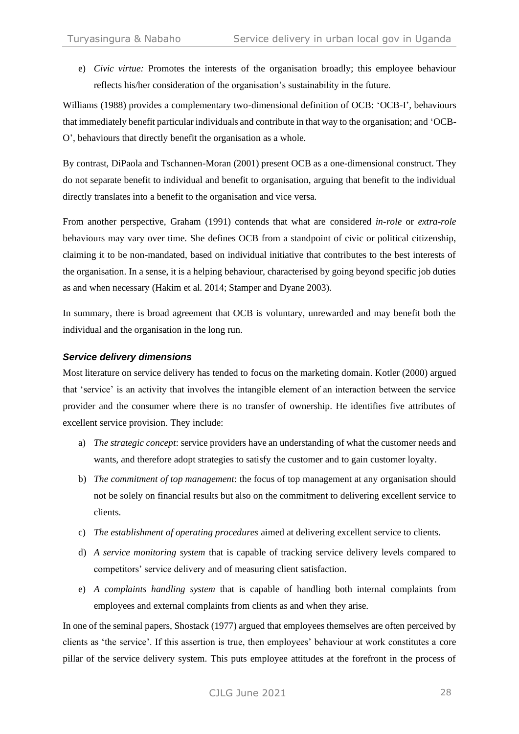e) *Civic virtue:* Promotes the interests of the organisation broadly; this employee behaviour reflects his/her consideration of the organisation's sustainability in the future.

Williams (1988) provides a complementary two-dimensional definition of OCB: 'OCB-I', behaviours that immediately benefit particular individuals and contribute in that way to the organisation; and 'OCB-O', behaviours that directly benefit the organisation as a whole.

By contrast, DiPaola and Tschannen-Moran (2001) present OCB as a one-dimensional construct. They do not separate benefit to individual and benefit to organisation, arguing that benefit to the individual directly translates into a benefit to the organisation and vice versa.

From another perspective, Graham (1991) contends that what are considered *in-role* or *extra-role* behaviours may vary over time. She defines OCB from a standpoint of civic or political citizenship, claiming it to be non-mandated, based on individual initiative that contributes to the best interests of the organisation. In a sense, it is a helping behaviour, characterised by going beyond specific job duties as and when necessary (Hakim et al. 2014; Stamper and Dyane 2003).

In summary, there is broad agreement that OCB is voluntary, unrewarded and may benefit both the individual and the organisation in the long run.

### *Service delivery dimensions*

Most literature on service delivery has tended to focus on the marketing domain. Kotler (2000) argued that 'service' is an activity that involves the intangible element of an interaction between the service provider and the consumer where there is no transfer of ownership. He identifies five attributes of excellent service provision. They include:

a) *The strategic concept*: service providers have an understanding of what the customer needs and wants, and therefore adopt strategies to satisfy the customer and to gain customer loyalty.

b) *The commitment of top management*: the focus of top management at any organisation should not be solely on financial results but also on the commitment to delivering excellent service to clients.

c) *The establishment of operating procedures* aimed at delivering excellent service to clients.

d) *A service monitoring system* that is capable of tracking service delivery levels compared to competitors' service delivery and of measuring client satisfaction.

e) *A complaints handling system* that is capable of handling both internal complaints from employees and external complaints from clients as and when they arise.

In one of the seminal papers, Shostack (1977) argued that employees themselves are often perceived by clients as 'the service'. If this assertion is true, then employees' behaviour at work constitutes a core pillar of the service delivery system. This puts employee attitudes at the forefront in the process of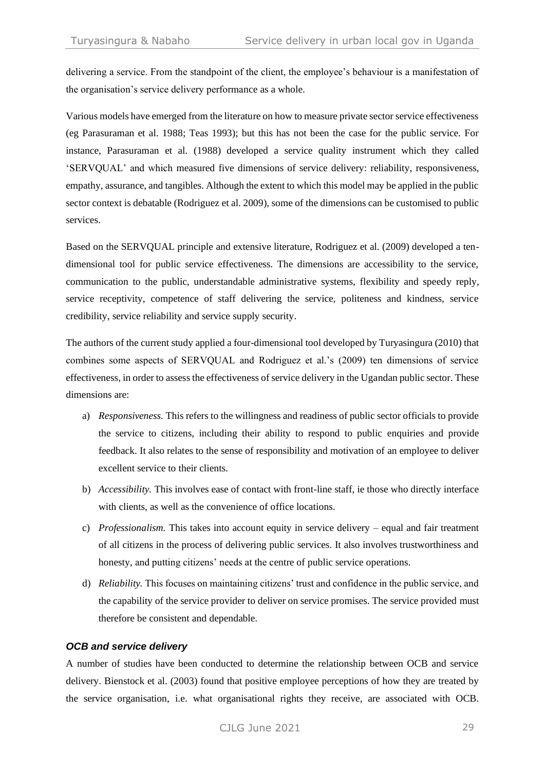delivering a service. From the standpoint of the client, the employee's behaviour is a manifestation of the organisation's service delivery performance as a whole.

Various models have emerged from the literature on how to measure private sector service effectiveness (eg Parasuraman et al. 1988; Teas 1993); but this has not been the case for the public service. For instance, Parasuraman et al. (1988) developed a service quality instrument which they called 'SERVQUAL' and which measured five dimensions of service delivery: reliability, responsiveness, empathy, assurance, and tangibles. Although the extent to which this model may be applied in the public sector context is debatable (Rodriguez et al. 2009), some of the dimensions can be customised to public services.

Based on the SERVQUAL principle and extensive literature, Rodriguez et al. (2009) developed a ten-dimensional tool for public service effectiveness. The dimensions are accessibility to the service, communication to the public, understandable administrative systems, flexibility and speedy reply, service receptivity, competence of staff delivering the service, politeness and kindness, service credibility, service reliability and service supply security.

The authors of the current study applied a four-dimensional tool developed by Turyasingura (2010) that combines some aspects of SERVQUAL and Rodriguez et al.'s (2009) ten dimensions of service effectiveness, in order to assess the effectiveness of service delivery in the Ugandan public sector. These dimensions are:

a) *Responsiveness.* This refers to the willingness and readiness of public sector officials to provide the service to citizens, including their ability to respond to public enquiries and provide feedback. It also relates to the sense of responsibility and motivation of an employee to deliver excellent service to their clients.

b) *Accessibility.* This involves ease of contact with front-line staff, ie those who directly interface with clients, as well as the convenience of office locations.

c) *Professionalism.* This takes into account equity in service delivery – equal and fair treatment of all citizens in the process of delivering public services. It also involves trustworthiness and honesty, and putting citizens' needs at the centre of public service operations.

d) *Reliability.* This focuses on maintaining citizens' trust and confidence in the public service, and the capability of the service provider to deliver on service promises. The service provided must therefore be consistent and dependable.

### *OCB and service delivery*

A number of studies have been conducted to determine the relationship between OCB and service delivery. Bienstock et al. (2003) found that positive employee perceptions of how they are treated by the service organisation, i.e. what organisational rights they receive, are associated with OCB.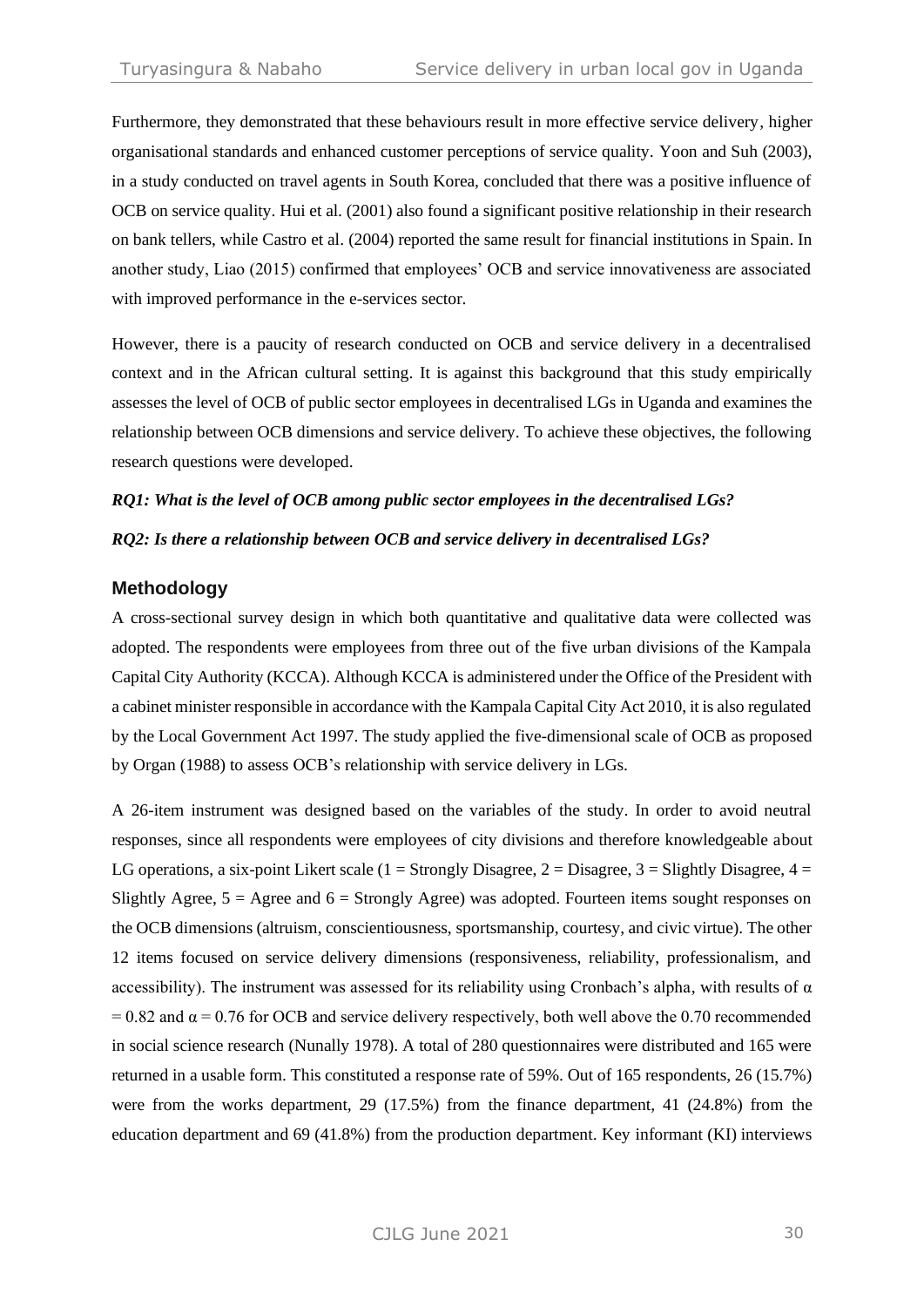Furthermore, they demonstrated that these behaviours result in more effective service delivery, higher organisational standards and enhanced customer perceptions of service quality. Yoon and Suh (2003), in a study conducted on travel agents in South Korea, concluded that there was a positive influence of OCB on service quality. Hui et al. (2001) also found a significant positive relationship in their research on bank tellers, while Castro et al. (2004) reported the same result for financial institutions in Spain. In another study, Liao (2015) confirmed that employees' OCB and service innovativeness are associated with improved performance in the e-services sector.

However, there is a paucity of research conducted on OCB and service delivery in a decentralised context and in the African cultural setting. It is against this background that this study empirically assesses the level of OCB of public sector employees in decentralised LGs in Uganda and examines the relationship between OCB dimensions and service delivery. To achieve these objectives, the following research questions were developed.

***RQ1: What is the level of OCB among public sector employees in the decentralised LGs?***

***RQ2: Is there a relationship between OCB and service delivery in decentralised LGs?***

## Methodology

A cross-sectional survey design in which both quantitative and qualitative data were collected was adopted. The respondents were employees from three out of the five urban divisions of the Kampala Capital City Authority (KCCA). Although KCCA is administered under the Office of the President with a cabinet minister responsible in accordance with the Kampala Capital City Act 2010, it is also regulated by the Local Government Act 1997. The study applied the five-dimensional scale of OCB as proposed by Organ (1988) to assess OCB's relationship with service delivery in LGs.

A 26-item instrument was designed based on the variables of the study. In order to avoid neutral responses, since all respondents were employees of city divisions and therefore knowledgeable about LG operations, a six-point Likert scale (1 = Strongly Disagree, 2 = Disagree, 3 = Slightly Disagree, 4 = Slightly Agree, 5 = Agree and 6 = Strongly Agree) was adopted. Fourteen items sought responses on the OCB dimensions (altruism, conscientiousness, sportsmanship, courtesy, and civic virtue). The other 12 items focused on service delivery dimensions (responsiveness, reliability, professionalism, and accessibility). The instrument was assessed for its reliability using Cronbach's alpha, with results of $\alpha = 0.82$ and $\alpha = 0.76$ for OCB and service delivery respectively, both well above the 0.70 recommended in social science research (Nunally 1978). A total of 280 questionnaires were distributed and 165 were returned in a usable form. This constituted a response rate of 59%. Out of 165 respondents, 26 (15.7%) were from the works department, 29 (17.5%) from the finance department, 41 (24.8%) from the education department and 69 (41.8%) from the production department. Key informant (KI) interviews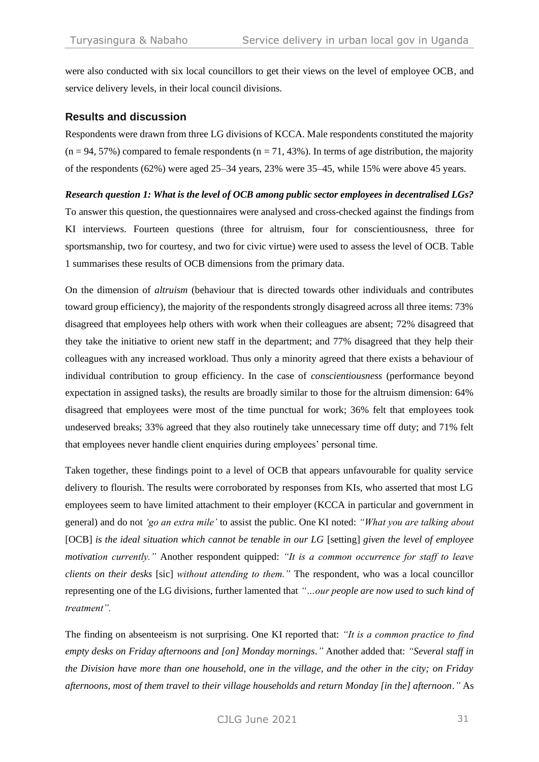were also conducted with six local councillors to get their views on the level of employee OCB, and service delivery levels, in their local council divisions.

## Results and discussion

Respondents were drawn from three LG divisions of KCCA. Male respondents constituted the majority (n = 94, 57%) compared to female respondents (n = 71, 43%). In terms of age distribution, the majority of the respondents (62%) were aged 25–34 years, 23% were 35–45, while 15% were above 45 years.

***Research question 1: What is the level of OCB among public sector employees in decentralised LGs?***

To answer this question, the questionnaires were analysed and cross-checked against the findings from KI interviews. Fourteen questions (three for altruism, four for conscientiousness, three for sportsmanship, two for courtesy, and two for civic virtue) were used to assess the level of OCB. Table 1 summarises these results of OCB dimensions from the primary data.

On the dimension of *altruism* (behaviour that is directed towards other individuals and contributes toward group efficiency), the majority of the respondents strongly disagreed across all three items: 73% disagreed that employees help others with work when their colleagues are absent; 72% disagreed that they take the initiative to orient new staff in the department; and 77% disagreed that they help their colleagues with any increased workload. Thus only a minority agreed that there exists a behaviour of individual contribution to group efficiency. In the case of *conscientiousness* (performance beyond expectation in assigned tasks), the results are broadly similar to those for the altruism dimension: 64% disagreed that employees were most of the time punctual for work; 36% felt that employees took undeserved breaks; 33% agreed that they also routinely take unnecessary time off duty; and 71% felt that employees never handle client enquiries during employees' personal time.

Taken together, these findings point to a level of OCB that appears unfavourable for quality service delivery to flourish. The results were corroborated by responses from KIs, who asserted that most LG employees seem to have limited attachment to their employer (KCCA in particular and government in general) and do not *'go an extra mile'* to assist the public. One KI noted: *"What you are talking about* [OCB] *is the ideal situation which cannot be tenable in our LG* [setting] *given the level of employee motivation currently."* Another respondent quipped: *"It is a common occurrence for staff to leave clients on their desks* [sic] *without attending to them."* The respondent, who was a local councillor representing one of the LG divisions, further lamented that *"…our people are now used to such kind of treatment".*

The finding on absenteeism is not surprising. One KI reported that: *"It is a common practice to find empty desks on Friday afternoons and [on] Monday mornings."* Another added that: *"Several staff in the Division have more than one household, one in the village, and the other in the city; on Friday afternoons, most of them travel to their village households and return Monday [in the] afternoon."* As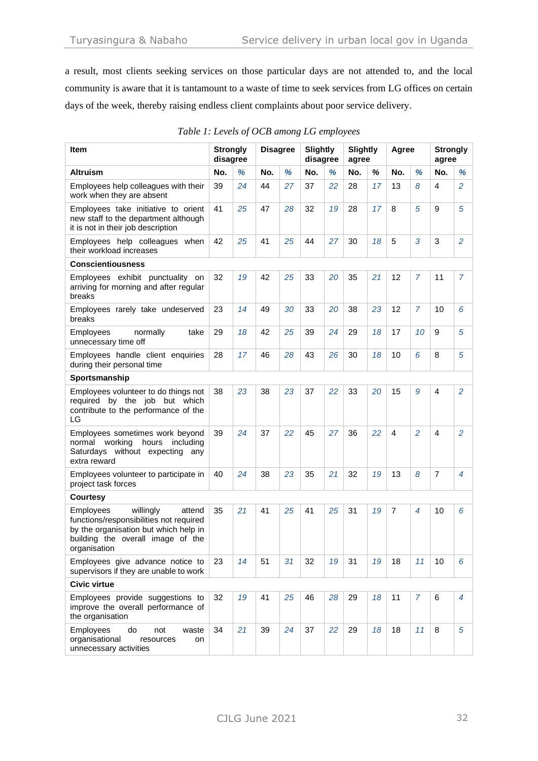a result, most clients seeking services on those particular days are not attended to, and the local community is aware that it is tantamount to a waste of time to seek services from LG offices on certain days of the week, thereby raising endless client complaints about poor service delivery.

*Table 1: Levels of OCB among LG employees*

| Item | Strongly disagree | | Disagree | | Slightly disagree | | Slightly agree | | Agree | | Strongly agree | |
|---|---|---|---|---|---|---|---|---|---|---|---|---|
| **Altruism** | No. | % | No. | % | No. | % | No. | % | No. | % | No. | % |
| Employees help colleagues with their work when they are absent | 39 | 24 | 44 | 27 | 37 | 22 | 28 | 17 | 13 | 8 | 4 | 2 |
| Employees take initiative to orient new staff to the department although it is not in their job description | 41 | 25 | 47 | 28 | 32 | 19 | 28 | 17 | 8 | 5 | 9 | 5 |
| Employees help colleagues when their workload increases | 42 | 25 | 41 | 25 | 44 | 27 | 30 | 18 | 5 | 3 | 3 | 2 |
| **Conscientiousness** | | | | | | | | | | | | |
| Employees exhibit punctuality on arriving for morning and after regular breaks | 32 | 19 | 42 | 25 | 33 | 20 | 35 | 21 | 12 | 7 | 11 | 7 |
| Employees rarely take undeserved breaks | 23 | 14 | 49 | 30 | 33 | 20 | 38 | 23 | 12 | 7 | 10 | 6 |
| Employees normally take unnecessary time off | 29 | 18 | 42 | 25 | 39 | 24 | 29 | 18 | 17 | 10 | 9 | 5 |
| Employees handle client enquiries during their personal time | 28 | 17 | 46 | 28 | 43 | 26 | 30 | 18 | 10 | 6 | 8 | 5 |
| **Sportsmanship** | | | | | | | | | | | | |
| Employees volunteer to do things not required by the job but which contribute to the performance of the LG | 38 | 23 | 38 | 23 | 37 | 22 | 33 | 20 | 15 | 9 | 4 | 2 |
| Employees sometimes work beyond normal working hours including Saturdays without expecting any extra reward | 39 | 24 | 37 | 22 | 45 | 27 | 36 | 22 | 4 | 2 | 4 | 2 |
| Employees volunteer to participate in project task forces | 40 | 24 | 38 | 23 | 35 | 21 | 32 | 19 | 13 | 8 | 7 | 4 |
| **Courtesy** | | | | | | | | | | | | |
| Employees willingly attend functions/responsibilities not required by the organisation but which help in building the overall image of the organisation | 35 | 21 | 41 | 25 | 41 | 25 | 31 | 19 | 7 | 4 | 10 | 6 |
| Employees give advance notice to supervisors if they are unable to work | 23 | 14 | 51 | 31 | 32 | 19 | 31 | 19 | 18 | 11 | 10 | 6 |
| **Civic virtue** | | | | | | | | | | | | |
| Employees provide suggestions to improve the overall performance of the organisation | 32 | 19 | 41 | 25 | 46 | 28 | 29 | 18 | 11 | 7 | 6 | 4 |
| Employees do not waste organisational resources on unnecessary activities | 34 | 21 | 39 | 24 | 37 | 22 | 29 | 18 | 18 | 11 | 8 | 5 |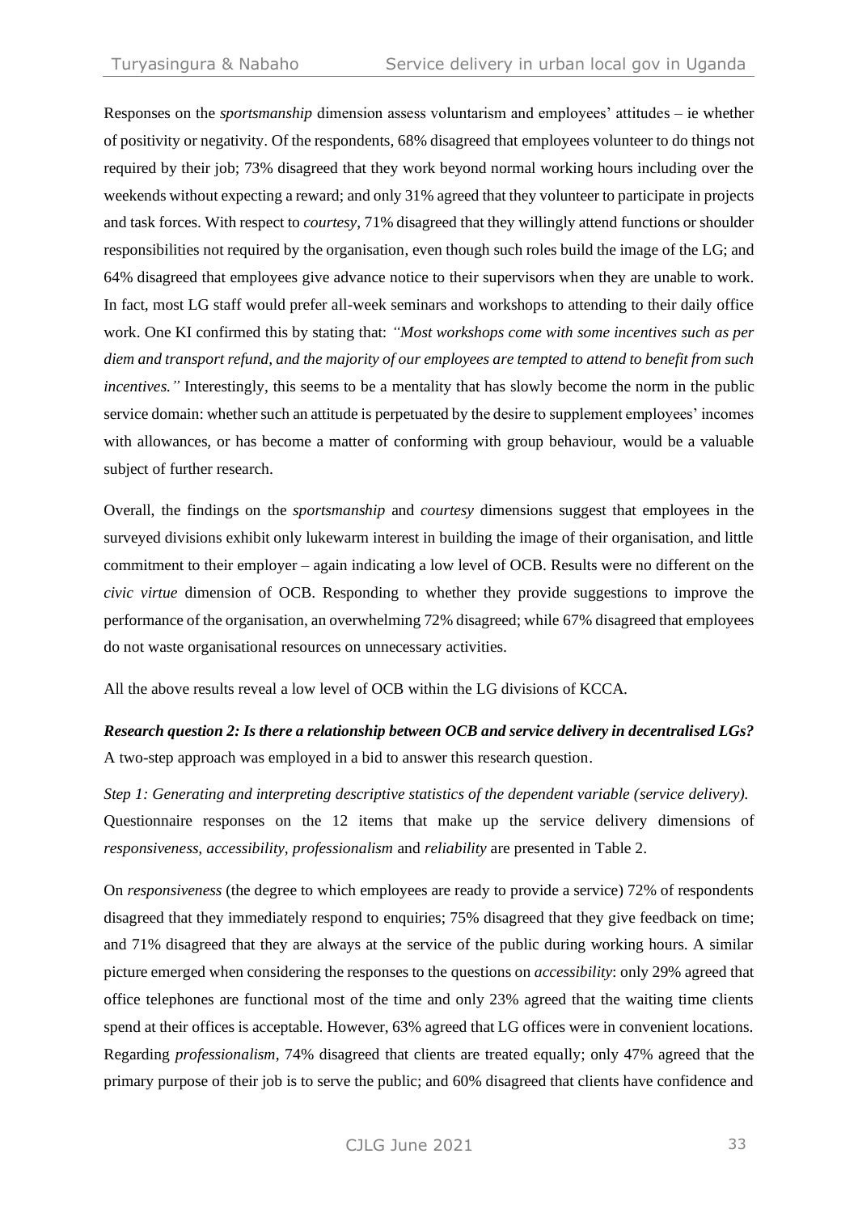Responses on the *sportsmanship* dimension assess voluntarism and employees' attitudes – ie whether of positivity or negativity. Of the respondents, 68% disagreed that employees volunteer to do things not required by their job; 73% disagreed that they work beyond normal working hours including over the weekends without expecting a reward; and only 31% agreed that they volunteer to participate in projects and task forces. With respect to *courtesy*, 71% disagreed that they willingly attend functions or shoulder responsibilities not required by the organisation, even though such roles build the image of the LG; and 64% disagreed that employees give advance notice to their supervisors when they are unable to work. In fact, most LG staff would prefer all-week seminars and workshops to attending to their daily office work. One KI confirmed this by stating that: *"Most workshops come with some incentives such as per diem and transport refund, and the majority of our employees are tempted to attend to benefit from such incentives."* Interestingly, this seems to be a mentality that has slowly become the norm in the public service domain: whether such an attitude is perpetuated by the desire to supplement employees' incomes with allowances, or has become a matter of conforming with group behaviour, would be a valuable subject of further research.

Overall, the findings on the *sportsmanship* and *courtesy* dimensions suggest that employees in the surveyed divisions exhibit only lukewarm interest in building the image of their organisation, and little commitment to their employer – again indicating a low level of OCB. Results were no different on the *civic virtue* dimension of OCB. Responding to whether they provide suggestions to improve the performance of the organisation, an overwhelming 72% disagreed; while 67% disagreed that employees do not waste organisational resources on unnecessary activities.

All the above results reveal a low level of OCB within the LG divisions of KCCA.

***Research question 2: Is there a relationship between OCB and service delivery in decentralised LGs?***
A two-step approach was employed in a bid to answer this research question.

*Step 1: Generating and interpreting descriptive statistics of the dependent variable (service delivery).* Questionnaire responses on the 12 items that make up the service delivery dimensions of *responsiveness, accessibility, professionalism* and *reliability* are presented in Table 2.

On *responsiveness* (the degree to which employees are ready to provide a service) 72% of respondents disagreed that they immediately respond to enquiries; 75% disagreed that they give feedback on time; and 71% disagreed that they are always at the service of the public during working hours. A similar picture emerged when considering the responses to the questions on *accessibility*: only 29% agreed that office telephones are functional most of the time and only 23% agreed that the waiting time clients spend at their offices is acceptable. However, 63% agreed that LG offices were in convenient locations. Regarding *professionalism*, 74% disagreed that clients are treated equally; only 47% agreed that the primary purpose of their job is to serve the public; and 60% disagreed that clients have confidence and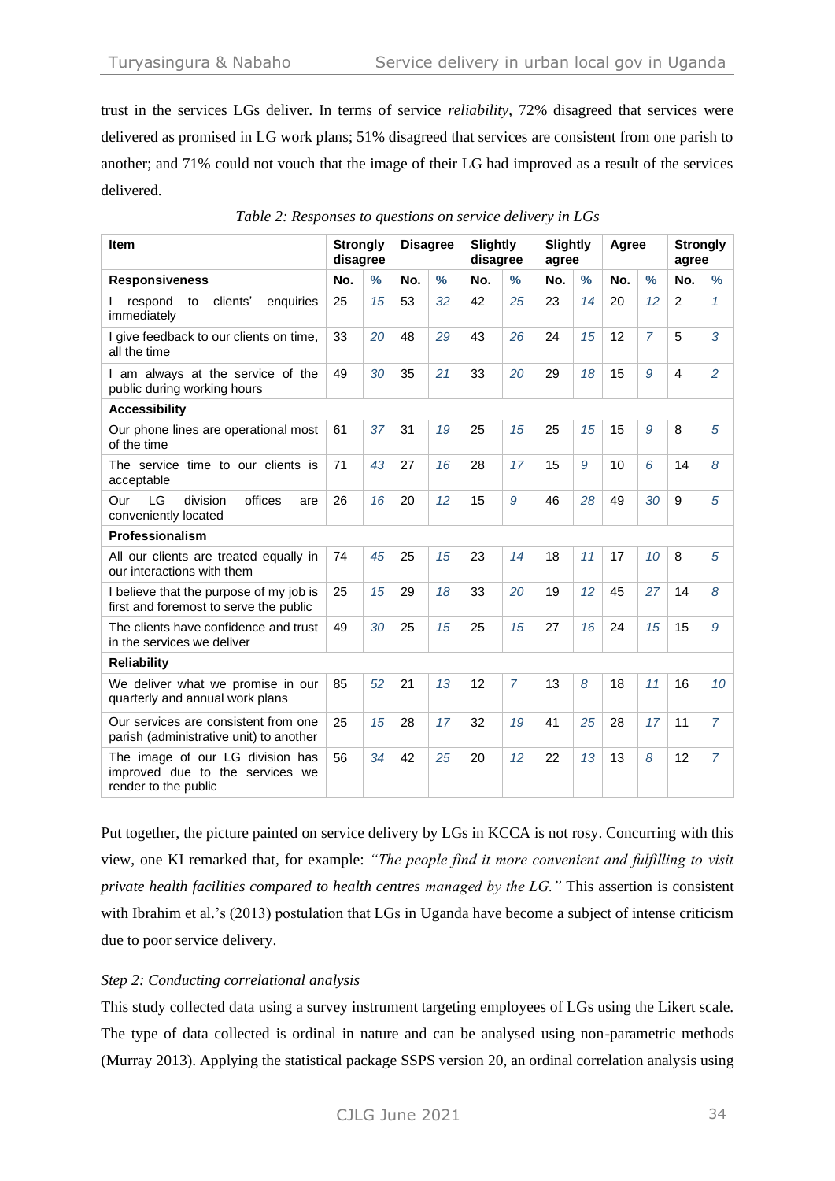trust in the services LGs deliver. In terms of service *reliability*, 72% disagreed that services were delivered as promised in LG work plans; 51% disagreed that services are consistent from one parish to another; and 71% could not vouch that the image of their LG had improved as a result of the services delivered.

*Table 2: Responses to questions on service delivery in LGs*

| Item | Strongly disagree | | Disagree | | Slightly disagree | | Slightly agree | | Agree | | Strongly agree | |
|---|---|---|---|---|---|---|---|---|---|---|---|---|
| **Responsiveness** | **No.** | **%** | **No.** | **%** | **No.** | **%** | **No.** | **%** | **No.** | **%** | **No.** | **%** |
| I respond to clients' enquiries immediately | 25 | *15* | 53 | *32* | 42 | *25* | 23 | *14* | 20 | *12* | 2 | *1* |
| I give feedback to our clients on time, all the time | 33 | *20* | 48 | *29* | 43 | *26* | 24 | *15* | 12 | *7* | 5 | *3* |
| I am always at the service of the public during working hours | 49 | *30* | 35 | *21* | 33 | *20* | 29 | *18* | 15 | *9* | 4 | *2* |
| **Accessibility** | | | | | | | | | | | | |
| Our phone lines are operational most of the time | 61 | *37* | 31 | *19* | 25 | *15* | 25 | *15* | 15 | *9* | 8 | *5* |
| The service time to our clients is acceptable | 71 | *43* | 27 | *16* | 28 | *17* | 15 | *9* | 10 | *6* | 14 | *8* |
| Our LG division offices are conveniently located | 26 | *16* | 20 | *12* | 15 | *9* | 46 | *28* | 49 | *30* | 9 | *5* |
| **Professionalism** | | | | | | | | | | | | |
| All our clients are treated equally in our interactions with them | 74 | *45* | 25 | *15* | 23 | *14* | 18 | *11* | 17 | *10* | 8 | *5* |
| I believe that the purpose of my job is first and foremost to serve the public | 25 | *15* | 29 | *18* | 33 | *20* | 19 | *12* | 45 | *27* | 14 | *8* |
| The clients have confidence and trust in the services we deliver | 49 | *30* | 25 | *15* | 25 | *15* | 27 | *16* | 24 | *15* | 15 | *9* |
| **Reliability** | | | | | | | | | | | | |
| We deliver what we promise in our quarterly and annual work plans | 85 | *52* | 21 | *13* | 12 | *7* | 13 | *8* | 18 | *11* | 16 | *10* |
| Our services are consistent from one parish (administrative unit) to another | 25 | *15* | 28 | *17* | 32 | *19* | 41 | *25* | 28 | *17* | 11 | *7* |
| The image of our LG division has improved due to the services we render to the public | 56 | *34* | 42 | *25* | 20 | *12* | 22 | *13* | 13 | *8* | 12 | *7* |

Put together, the picture painted on service delivery by LGs in KCCA is not rosy. Concurring with this view, one KI remarked that, for example: *"The people find it more convenient and fulfilling to visit private health facilities compared to health centres managed by the LG."* This assertion is consistent with Ibrahim et al.'s (2013) postulation that LGs in Uganda have become a subject of intense criticism due to poor service delivery.

*Step 2: Conducting correlational analysis*

This study collected data using a survey instrument targeting employees of LGs using the Likert scale. The type of data collected is ordinal in nature and can be analysed using non-parametric methods (Murray 2013). Applying the statistical package SSPS version 20, an ordinal correlation analysis using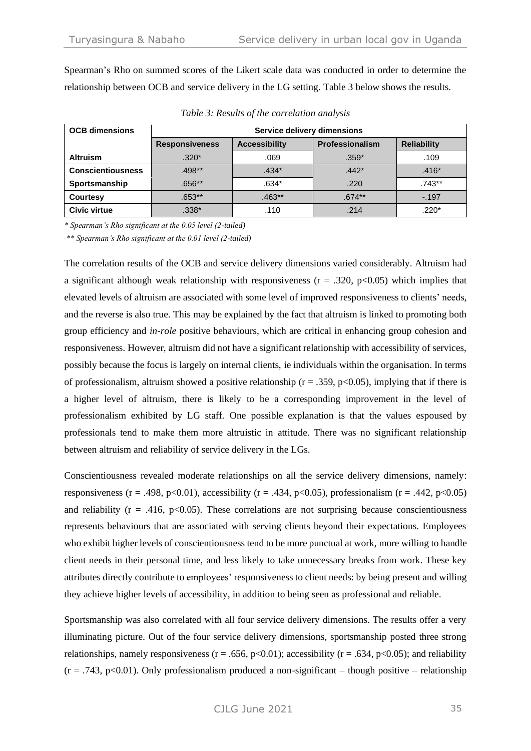Spearman's Rho on summed scores of the Likert scale data was conducted in order to determine the relationship between OCB and service delivery in the LG setting. Table 3 below shows the results.

*Table 3: Results of the correlation analysis*

| OCB dimensions | Service delivery dimensions | | | |
|---|---|---|---|---|
| | Responsiveness | Accessibility | Professionalism | Reliability |
| Altruism | .320* | .069 | .359* | .109 |
| Conscientiousness | .498** | .434* | .442* | .416* |
| Sportsmanship | .656** | .634* | .220 | .743** |
| Courtesy | .653** | .463** | .674** | -.197 |
| Civic virtue | .338* | .110 | .214 | .220* |

*\* Spearman's Rho significant at the 0.05 level (2-tailed)*

*\*\* Spearman's Rho significant at the 0.01 level (2-tailed)*

The correlation results of the OCB and service delivery dimensions varied considerably. Altruism had a significant although weak relationship with responsiveness ($r = .320$, $p<0.05$) which implies that elevated levels of altruism are associated with some level of improved responsiveness to clients' needs, and the reverse is also true. This may be explained by the fact that altruism is linked to promoting both group efficiency and *in-role* positive behaviours, which are critical in enhancing group cohesion and responsiveness. However, altruism did not have a significant relationship with accessibility of services, possibly because the focus is largely on internal clients, ie individuals within the organisation. In terms of professionalism, altruism showed a positive relationship ($r = .359$, $p<0.05$), implying that if there is a higher level of altruism, there is likely to be a corresponding improvement in the level of professionalism exhibited by LG staff. One possible explanation is that the values espoused by professionals tend to make them more altruistic in attitude. There was no significant relationship between altruism and reliability of service delivery in the LGs.

Conscientiousness revealed moderate relationships on all the service delivery dimensions, namely: responsiveness ($r = .498$, $p<0.01$), accessibility ($r = .434$, $p<0.05$), professionalism ($r = .442$, $p<0.05$) and reliability ($r = .416$, $p<0.05$). These correlations are not surprising because conscientiousness represents behaviours that are associated with serving clients beyond their expectations. Employees who exhibit higher levels of conscientiousness tend to be more punctual at work, more willing to handle client needs in their personal time, and less likely to take unnecessary breaks from work. These key attributes directly contribute to employees' responsiveness to client needs: by being present and willing they achieve higher levels of accessibility, in addition to being seen as professional and reliable.

Sportsmanship was also correlated with all four service delivery dimensions. The results offer a very illuminating picture. Out of the four service delivery dimensions, sportsmanship posted three strong relationships, namely responsiveness ($r = .656$, $p<0.01$); accessibility ($r = .634$, $p<0.05$); and reliability ($r = .743$, $p<0.01$). Only professionalism produced a non-significant – though positive – relationship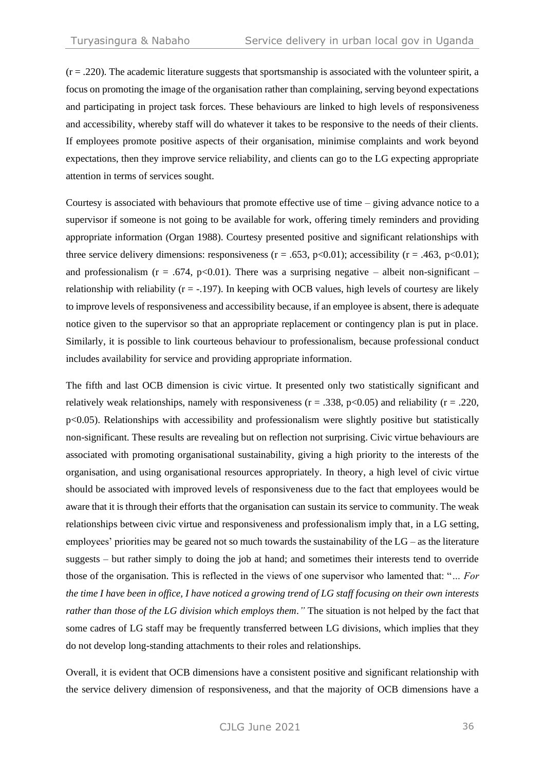($r = .220$). The academic literature suggests that sportsmanship is associated with the volunteer spirit, a focus on promoting the image of the organisation rather than complaining, serving beyond expectations and participating in project task forces. These behaviours are linked to high levels of responsiveness and accessibility, whereby staff will do whatever it takes to be responsive to the needs of their clients. If employees promote positive aspects of their organisation, minimise complaints and work beyond expectations, then they improve service reliability, and clients can go to the LG expecting appropriate attention in terms of services sought.

Courtesy is associated with behaviours that promote effective use of time – giving advance notice to a supervisor if someone is not going to be available for work, offering timely reminders and providing appropriate information (Organ 1988). Courtesy presented positive and significant relationships with three service delivery dimensions: responsiveness ($r = .653$, $p<0.01$); accessibility ($r = .463$, $p<0.01$); and professionalism ($r = .674$, $p<0.01$). There was a surprising negative – albeit non-significant – relationship with reliability ($r = -.197$). In keeping with OCB values, high levels of courtesy are likely to improve levels of responsiveness and accessibility because, if an employee is absent, there is adequate notice given to the supervisor so that an appropriate replacement or contingency plan is put in place. Similarly, it is possible to link courteous behaviour to professionalism, because professional conduct includes availability for service and providing appropriate information.

The fifth and last OCB dimension is civic virtue. It presented only two statistically significant and relatively weak relationships, namely with responsiveness ($r = .338$, $p<0.05$) and reliability ($r = .220$, $p<0.05$). Relationships with accessibility and professionalism were slightly positive but statistically non-significant. These results are revealing but on reflection not surprising. Civic virtue behaviours are associated with promoting organisational sustainability, giving a high priority to the interests of the organisation, and using organisational resources appropriately. In theory, a high level of civic virtue should be associated with improved levels of responsiveness due to the fact that employees would be aware that it is through their efforts that the organisation can sustain its service to community. The weak relationships between civic virtue and responsiveness and professionalism imply that, in a LG setting, employees' priorities may be geared not so much towards the sustainability of the LG – as the literature suggests – but rather simply to doing the job at hand; and sometimes their interests tend to override those of the organisation. This is reflected in the views of one supervisor who lamented that: "*… For the time I have been in office, I have noticed a growing trend of LG staff focusing on their own interests rather than those of the LG division which employs them."* The situation is not helped by the fact that some cadres of LG staff may be frequently transferred between LG divisions, which implies that they do not develop long-standing attachments to their roles and relationships.

Overall, it is evident that OCB dimensions have a consistent positive and significant relationship with the service delivery dimension of responsiveness, and that the majority of OCB dimensions have a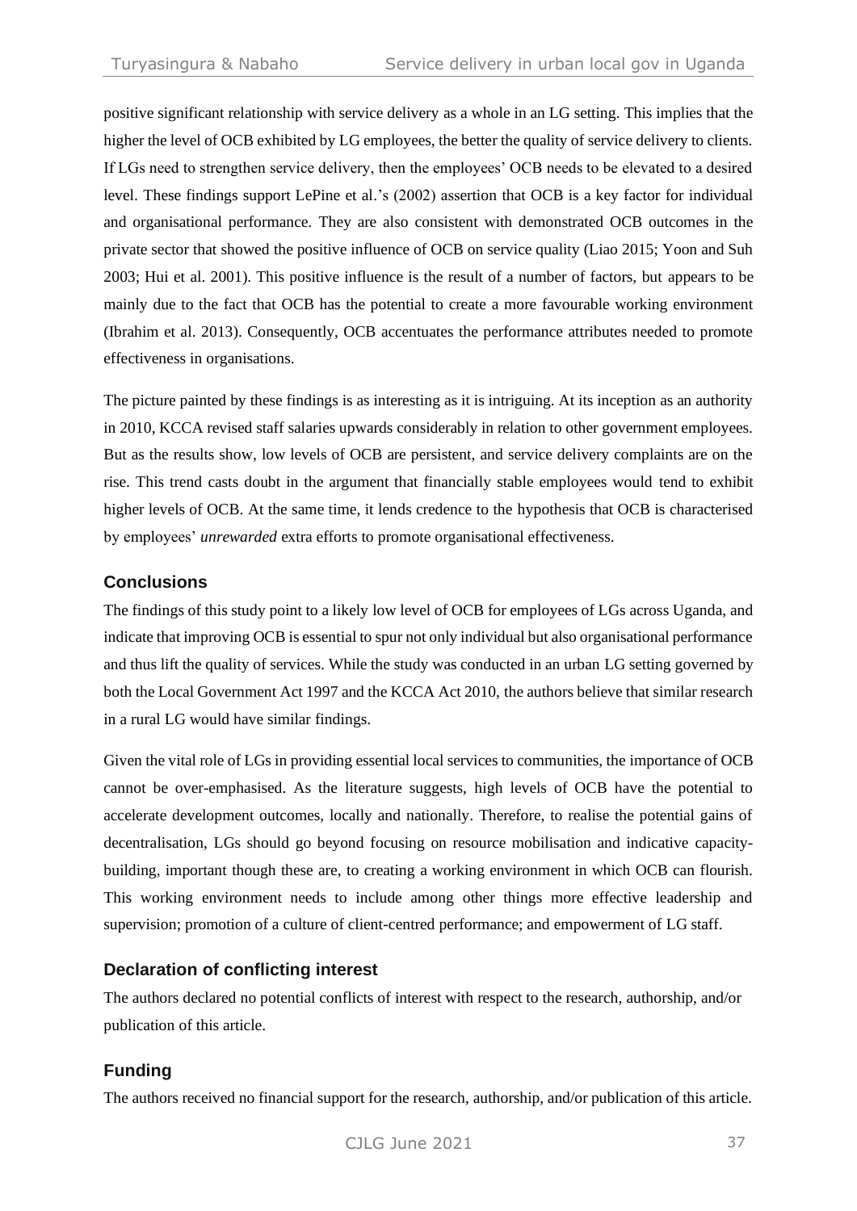positive significant relationship with service delivery as a whole in an LG setting. This implies that the higher the level of OCB exhibited by LG employees, the better the quality of service delivery to clients. If LGs need to strengthen service delivery, then the employees' OCB needs to be elevated to a desired level. These findings support LePine et al.'s (2002) assertion that OCB is a key factor for individual and organisational performance. They are also consistent with demonstrated OCB outcomes in the private sector that showed the positive influence of OCB on service quality (Liao 2015; Yoon and Suh 2003; Hui et al. 2001). This positive influence is the result of a number of factors, but appears to be mainly due to the fact that OCB has the potential to create a more favourable working environment (Ibrahim et al. 2013). Consequently, OCB accentuates the performance attributes needed to promote effectiveness in organisations.

The picture painted by these findings is as interesting as it is intriguing. At its inception as an authority in 2010, KCCA revised staff salaries upwards considerably in relation to other government employees. But as the results show, low levels of OCB are persistent, and service delivery complaints are on the rise. This trend casts doubt in the argument that financially stable employees would tend to exhibit higher levels of OCB. At the same time, it lends credence to the hypothesis that OCB is characterised by employees' *unrewarded* extra efforts to promote organisational effectiveness.

## Conclusions

The findings of this study point to a likely low level of OCB for employees of LGs across Uganda, and indicate that improving OCB is essential to spur not only individual but also organisational performance and thus lift the quality of services. While the study was conducted in an urban LG setting governed by both the Local Government Act 1997 and the KCCA Act 2010, the authors believe that similar research in a rural LG would have similar findings.

Given the vital role of LGs in providing essential local services to communities, the importance of OCB cannot be over-emphasised. As the literature suggests, high levels of OCB have the potential to accelerate development outcomes, locally and nationally. Therefore, to realise the potential gains of decentralisation, LGs should go beyond focusing on resource mobilisation and indicative capacity-building, important though these are, to creating a working environment in which OCB can flourish. This working environment needs to include among other things more effective leadership and supervision; promotion of a culture of client-centred performance; and empowerment of LG staff.

## Declaration of conflicting interest

The authors declared no potential conflicts of interest with respect to the research, authorship, and/or publication of this article.

## Funding

The authors received no financial support for the research, authorship, and/or publication of this article.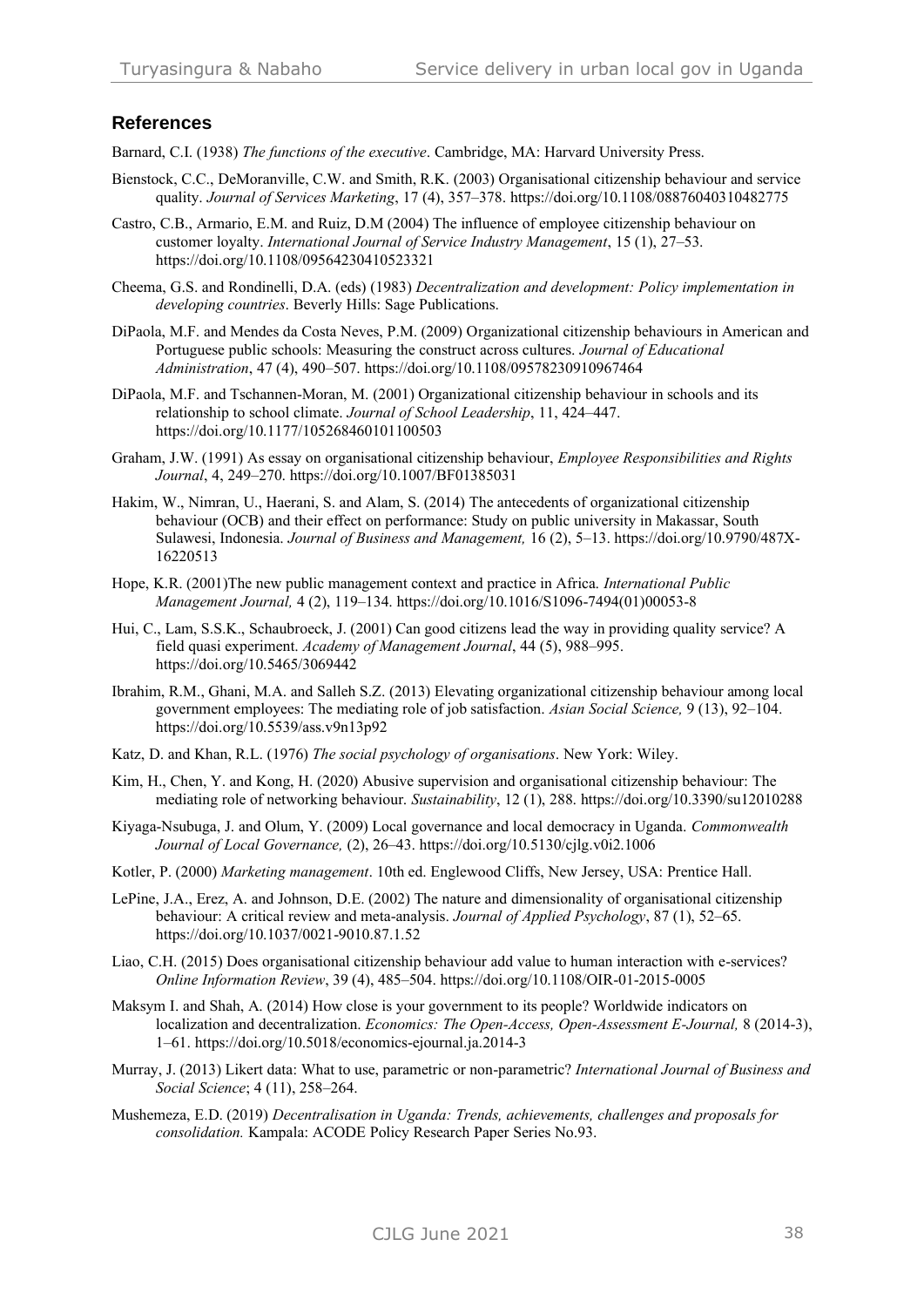## References

Barnard, C.I. (1938) *The functions of the executive*. Cambridge, MA: Harvard University Press.

Bienstock, C.C., DeMoranville, C.W. and Smith, R.K. (2003) Organisational citizenship behaviour and service quality. *Journal of Services Marketing*, 17 (4), 357–378. https://doi.org/10.1108/08876040310482775

Castro, C.B., Armario, E.M. and Ruiz, D.M (2004) The influence of employee citizenship behaviour on customer loyalty. *International Journal of Service Industry Management*, 15 (1), 27–53. https://doi.org/10.1108/09564230410523321

Cheema, G.S. and Rondinelli, D.A. (eds) (1983) *Decentralization and development: Policy implementation in developing countries*. Beverly Hills: Sage Publications.

DiPaola, M.F. and Mendes da Costa Neves, P.M. (2009) Organizational citizenship behaviours in American and Portuguese public schools: Measuring the construct across cultures. *Journal of Educational Administration*, 47 (4), 490–507. https://doi.org/10.1108/09578230910967464

DiPaola, M.F. and Tschannen-Moran, M. (2001) Organizational citizenship behaviour in schools and its relationship to school climate. *Journal of School Leadership*, 11, 424–447. https://doi.org/10.1177/105268460101100503

Graham, J.W. (1991) As essay on organisational citizenship behaviour, *Employee Responsibilities and Rights Journal*, 4, 249–270. https://doi.org/10.1007/BF01385031

Hakim, W., Nimran, U., Haerani, S. and Alam, S. (2014) The antecedents of organizational citizenship behaviour (OCB) and their effect on performance: Study on public university in Makassar, South Sulawesi, Indonesia. *Journal of Business and Management,* 16 (2), 5–13. https://doi.org/10.9790/487X-16220513

Hope, K.R. (2001)The new public management context and practice in Africa. *International Public Management Journal,* 4 (2), 119–134. https://doi.org/10.1016/S1096-7494(01)00053-8

Hui, C., Lam, S.S.K., Schaubroeck, J. (2001) Can good citizens lead the way in providing quality service? A field quasi experiment. *Academy of Management Journal*, 44 (5), 988–995. https://doi.org/10.5465/3069442

Ibrahim, R.M., Ghani, M.A. and Salleh S.Z. (2013) Elevating organizational citizenship behaviour among local government employees: The mediating role of job satisfaction. *Asian Social Science,* 9 (13), 92–104. https://doi.org/10.5539/ass.v9n13p92

Katz, D. and Khan, R.L. (1976) *The social psychology of organisations*. New York: Wiley.

Kim, H., Chen, Y. and Kong, H. (2020) Abusive supervision and organisational citizenship behaviour: The mediating role of networking behaviour. *Sustainability*, 12 (1), 288. https://doi.org/10.3390/su12010288

Kiyaga-Nsubuga, J. and Olum, Y. (2009) Local governance and local democracy in Uganda. *Commonwealth Journal of Local Governance,* (2), 26–43. https://doi.org/10.5130/cjlg.v0i2.1006

Kotler, P. (2000) *Marketing management*. 10th ed. Englewood Cliffs, New Jersey, USA: Prentice Hall.

LePine, J.A., Erez, A. and Johnson, D.E. (2002) The nature and dimensionality of organisational citizenship behaviour: A critical review and meta-analysis. *Journal of Applied Psychology*, 87 (1), 52–65. https://doi.org/10.1037/0021-9010.87.1.52

Liao, C.H. (2015) Does organisational citizenship behaviour add value to human interaction with e-services? *Online Information Review*, 39 (4), 485–504. https://doi.org/10.1108/OIR-01-2015-0005

Maksym I. and Shah, A. (2014) How close is your government to its people? Worldwide indicators on localization and decentralization. *Economics: The Open-Access, Open-Assessment E-Journal,* 8 (2014-3), 1–61. https://doi.org/10.5018/economics-ejournal.ja.2014-3

Murray, J. (2013) Likert data: What to use, parametric or non-parametric? *International Journal of Business and Social Science*; 4 (11), 258–264.

Mushemeza, E.D. (2019) *Decentralisation in Uganda: Trends, achievements, challenges and proposals for consolidation.* Kampala: ACODE Policy Research Paper Series No.93.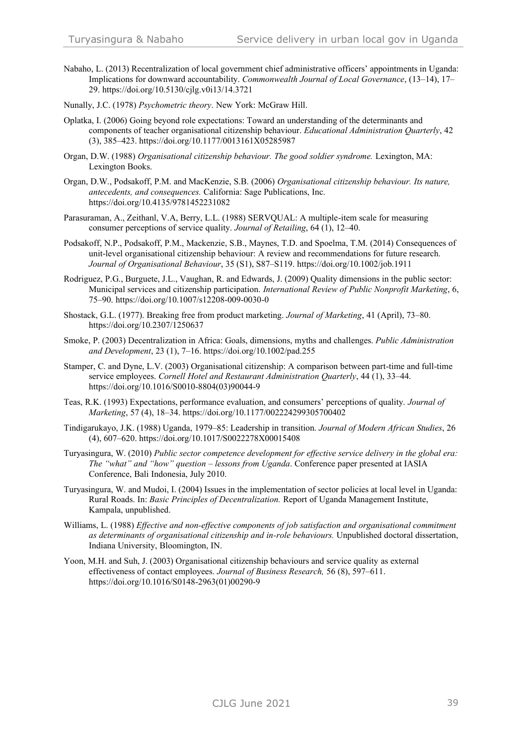Nabaho, L. (2013) Recentralization of local government chief administrative officers' appointments in Uganda: Implications for downward accountability. *Commonwealth Journal of Local Governance*, (13–14), 17–29. https://doi.org/10.5130/cjlg.v0i13/14.3721

Nunally, J.C. (1978) *Psychometric theory*. New York: McGraw Hill.

Oplatka, I. (2006) Going beyond role expectations: Toward an understanding of the determinants and components of teacher organisational citizenship behaviour. *Educational Administration Quarterly*, 42 (3), 385–423. https://doi.org/10.1177/0013161X05285987

Organ, D.W. (1988) *Organisational citizenship behaviour. The good soldier syndrome.* Lexington, MA: Lexington Books.

Organ, D.W., Podsakoff, P.M. and MacKenzie, S.B. (2006) *Organisational citizenship behaviour. Its nature, antecedents, and consequences.* California: Sage Publications, Inc. https://doi.org/10.4135/9781452231082

Parasuraman, A., Zeithanl, V.A, Berry, L.L. (1988) SERVQUAL: A multiple-item scale for measuring consumer perceptions of service quality. *Journal of Retailing*, 64 (1), 12–40.

Podsakoff, N.P., Podsakoff, P.M., Mackenzie, S.B., Maynes, T.D. and Spoelma, T.M. (2014) Consequences of unit-level organisational citizenship behaviour: A review and recommendations for future research. *Journal of Organisational Behaviour*, 35 (S1), S87–S119. https://doi.org/10.1002/job.1911

Rodriguez, P.G., Burguete, J.L., Vaughan, R. and Edwards, J. (2009) Quality dimensions in the public sector: Municipal services and citizenship participation. *International Review of Public Nonprofit Marketing*, 6, 75–90. https://doi.org/10.1007/s12208-009-0030-0

Shostack, G.L. (1977). Breaking free from product marketing. *Journal of Marketing*, 41 (April), 73–80. https://doi.org/10.2307/1250637

Smoke, P. (2003) Decentralization in Africa: Goals, dimensions, myths and challenges. *Public Administration and Development*, 23 (1), 7–16. https://doi.org/10.1002/pad.255

Stamper, C. and Dyne, L.V. (2003) Organisational citizenship: A comparison between part-time and full-time service employees. *Cornell Hotel and Restaurant Administration Quarterly*, 44 (1), 33–44. https://doi.org/10.1016/S0010-8804(03)90044-9

Teas, R.K. (1993) Expectations, performance evaluation, and consumers' perceptions of quality. *Journal of Marketing*, 57 (4), 18–34. https://doi.org/10.1177/002224299305700402

Tindigarukayo, J.K. (1988) Uganda, 1979–85: Leadership in transition. *Journal of Modern African Studies*, 26 (4), 607–620. https://doi.org/10.1017/S0022278X00015408

Turyasingura, W. (2010) *Public sector competence development for effective service delivery in the global era: The "what" and "how" question – lessons from Uganda*. Conference paper presented at IASIA Conference, Bali Indonesia, July 2010.

Turyasingura, W. and Mudoi, I. (2004) Issues in the implementation of sector policies at local level in Uganda: Rural Roads. In: *Basic Principles of Decentralization.* Report of Uganda Management Institute, Kampala, unpublished.

Williams, L. (1988) *Effective and non-effective components of job satisfaction and organisational commitment as determinants of organisational citizenship and in-role behaviours.* Unpublished doctoral dissertation, Indiana University, Bloomington, IN.

Yoon, M.H. and Suh, J. (2003) Organisational citizenship behaviours and service quality as external effectiveness of contact employees. *Journal of Business Research,* 56 (8), 597–611. https://doi.org/10.1016/S0148-2963(01)00290-9